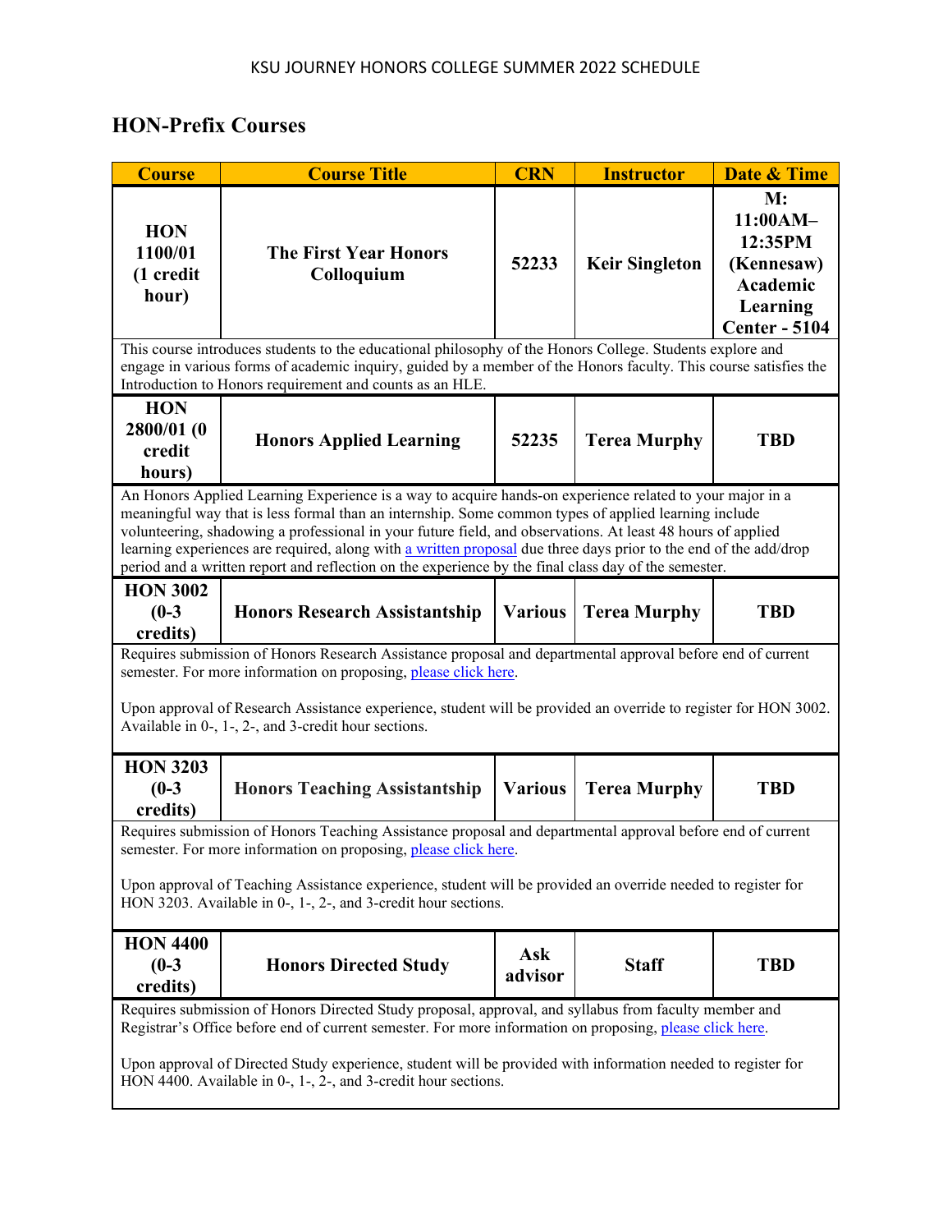KSU JOURNEY HONORS COLLEGE SUMMER 2022 SCHEDULE

## HON-Prefix Courses

| Course | Course Title | CRN | Instructor | Date & Time |
|---|---|---|---|---|
| **HON 1100/01 (1 credit hour)** | **The First Year Honors Colloquium** | **52233** | **Keir Singleton** | **M: 11:00AM–12:35PM (Kennesaw) Academic Learning Center - 5104** |
| This course introduces students to the educational philosophy of the Honors College. Students explore and engage in various forms of academic inquiry, guided by a member of the Honors faculty. This course satisfies the Introduction to Honors requirement and counts as an HLE. | | | | |
| **HON 2800/01 (0 credit hours)** | **Honors Applied Learning** | **52235** | **Terea Murphy** | **TBD** |
| An Honors Applied Learning Experience is a way to acquire hands-on experience related to your major in a meaningful way that is less formal than an internship. Some common types of applied learning include volunteering, shadowing a professional in your future field, and observations. At least 48 hours of applied learning experiences are required, along with a written proposal due three days prior to the end of the add/drop period and a written report and reflection on the experience by the final class day of the semester. | | | | |
| **HON 3002 (0-3 credits)** | **Honors Research Assistantship** | **Various** | **Terea Murphy** | **TBD** |
| Requires submission of Honors Research Assistance proposal and departmental approval before end of current semester. For more information on proposing, please click here. Upon approval of Research Assistance experience, student will be provided an override to register for HON 3002. Available in 0-, 1-, 2-, and 3-credit hour sections. | | | | |
| **HON 3203 (0-3 credits)** | **Honors Teaching Assistantship** | **Various** | **Terea Murphy** | **TBD** |
| Requires submission of Honors Teaching Assistance proposal and departmental approval before end of current semester. For more information on proposing, please click here. Upon approval of Teaching Assistance experience, student will be provided an override needed to register for HON 3203. Available in 0-, 1-, 2-, and 3-credit hour sections. | | | | |
| **HON 4400 (0-3 credits)** | **Honors Directed Study** | **Ask advisor** | **Staff** | **TBD** |
| Requires submission of Honors Directed Study proposal, approval, and syllabus from faculty member and Registrar's Office before end of current semester. For more information on proposing, please click here. Upon approval of Directed Study experience, student will be provided with information needed to register for HON 4400. Available in 0-, 1-, 2-, and 3-credit hour sections. | | | | |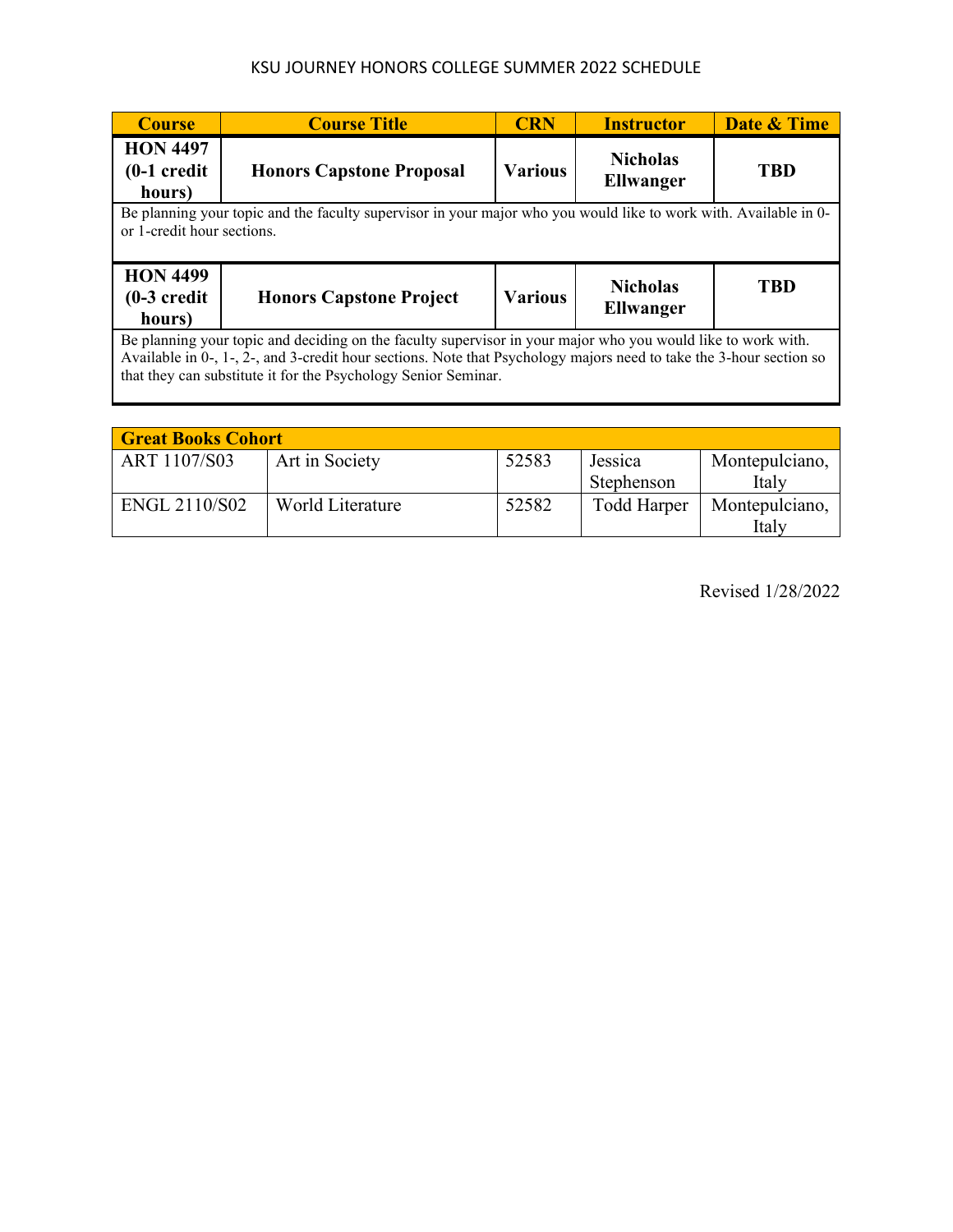KSU JOURNEY HONORS COLLEGE SUMMER 2022 SCHEDULE

| Course | Course Title | CRN | Instructor | Date & Time |
|---|---|---|---|---|
| **HON 4497 (0-1 credit hours)** | **Honors Capstone Proposal** | **Various** | **Nicholas Ellwanger** | **TBD** |
| Be planning your topic and the faculty supervisor in your major who you would like to work with. Available in 0- or 1-credit hour sections. | | | | |
| **HON 4499 (0-3 credit hours)** | **Honors Capstone Project** | **Various** | **Nicholas Ellwanger** | **TBD** |
| Be planning your topic and deciding on the faculty supervisor in your major who you would like to work with. Available in 0-, 1-, 2-, and 3-credit hour sections. Note that Psychology majors need to take the 3-hour section so that they can substitute it for the Psychology Senior Seminar. | | | | |

| **Great Books Cohort** | | | | |
|---|---|---|---|---|
| ART 1107/S03 | Art in Society | 52583 | Jessica Stephenson | Montepulciano, Italy |
| ENGL 2110/S02 | World Literature | 52582 | Todd Harper | Montepulciano, Italy |

Revised 1/28/2022